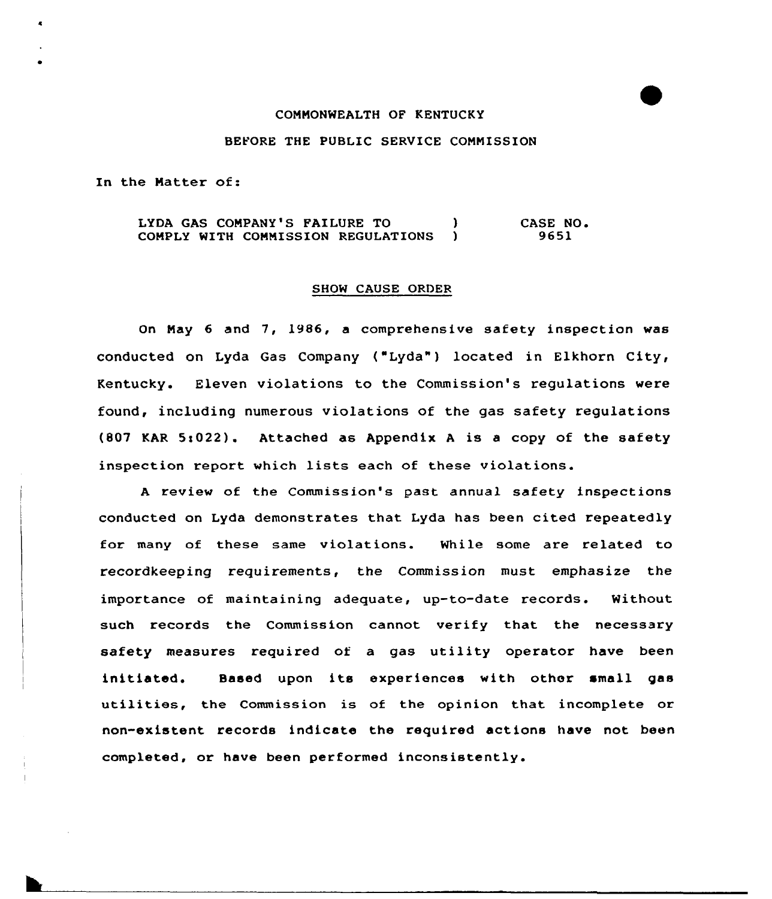COMMONWEALTH OF KENTUCKY

BEFORE THE PUBLIC SERVICE COMMISSION

In the Matter of:

| LYDA GAS COMPANY'S FAILURE TO COMPLY WITH COMMISSION REGULATIONS | ) ) | CASE NO. 9651 |
|---|---|---|

## SHOW CAUSE ORDER

On May 6 and 7, 1986, a comprehensive safety inspection was conducted on Lyda Gas Company ("Lyda") located in Elkhorn City, Kentucky. Eleven violations to the Commission's regulations were found, including numerous violations of the gas safety regulations (807 KAR 5:022). Attached as Appendix A is a copy of the safety inspection report which lists each of these violations.

A review of the Commission's past annual safety inspections conducted on Lyda demonstrates that Lyda has been cited repeatedly for many of these same violations. While some are related to recordkeeping requirements, the Commission must emphasize the importance of maintaining adequate, up-to-date records. Without such records the Commission cannot verify that the necessary safety measures required of a gas utility operator have been initiated. Based upon its experiences with other small gas utilities, the Commission is of the opinion that incomplete or non-existent records indicate the required actions have not been completed, or have been performed inconsistently.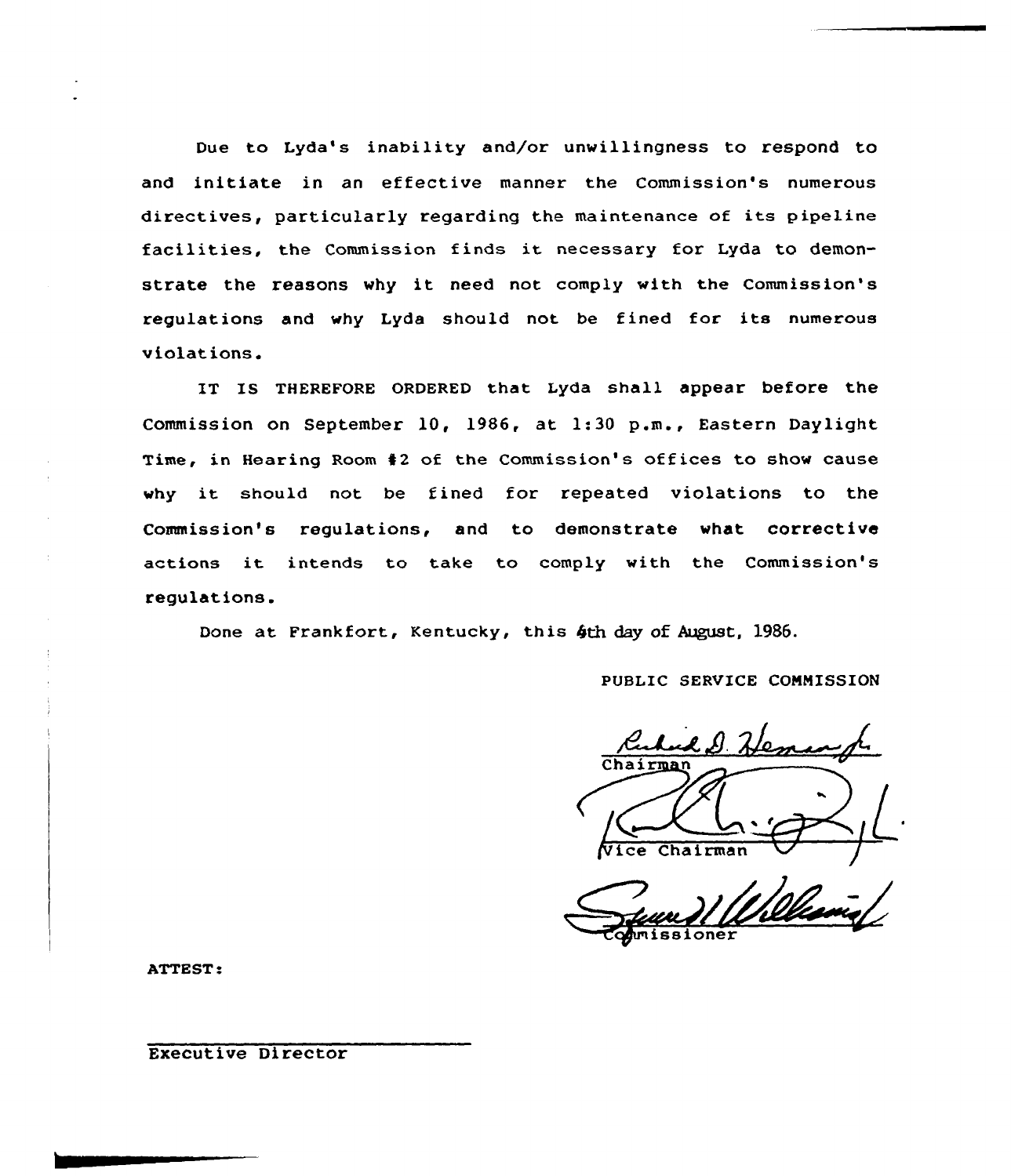Due to Lyda's inability and/or unwillingness to respond to and initiate in an effective manner the Commission's numerous directives, particularly regarding the maintenance of its pipeline facilities, the Commission finds it necessary for Lyda to demonstrate the reasons why it need not comply with the Commission's regulations and why Lyda should not be fined for its numerous violations.

IT IS THEREFORE ORDERED that Lyda shall appear before the Commission on September 10, 1986, at 1:30 p.m., Eastern Daylight Time, in Hearing Room #2 of the Commission's offices to show cause why it should not be fined for repeated violations to the Commission's regulations, and to demonstrate what corrective actions it intends to take to comply with the Commission's regulations.

Done at Frankfort, Kentucky, this 4th day of August, 1986.

PUBLIC SERVICE COMMISSION

Chairman

Vice Chairman

Commissioner

ATTEST:

Executive Director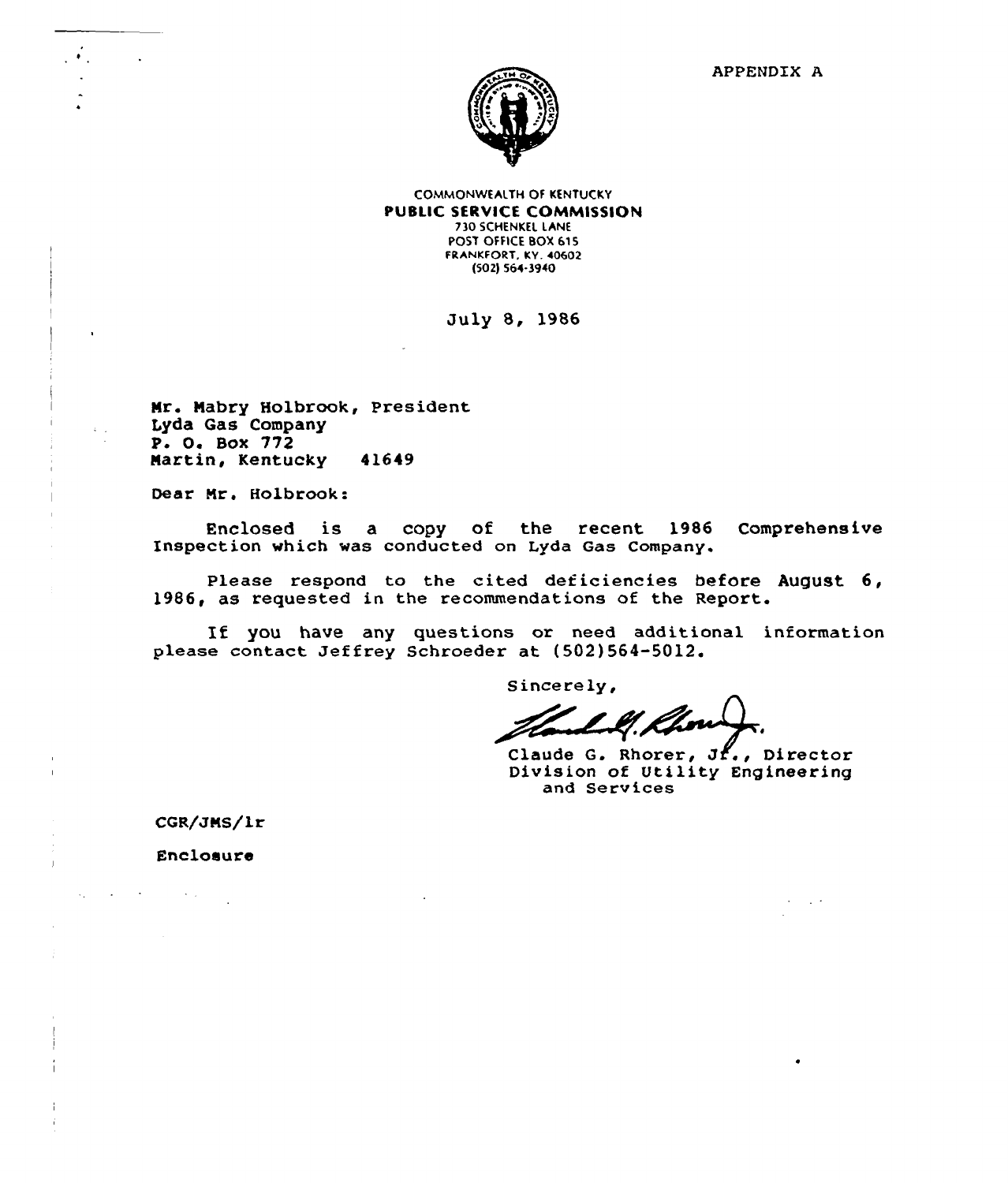APPENDIX A

COMMONWEALTH OF KENTUCKY
**PUBLIC SERVICE COMMISSION**
730 SCHENKEL LANE
POST OFFICE BOX 615
FRANKFORT, KY. 40602
(502) 564-3940

July 8, 1986

Mr. Mabry Holbrook, President
Lyda Gas Company
P. O. Box 772
Martin, Kentucky 41649

Dear Mr. Holbrook:

Enclosed is a copy of the recent 1986 Comprehensive Inspection which was conducted on Lyda Gas Company.

Please respond to the cited deficiencies before August 6, 1986, as requested in the recommendations of the Report.

If you have any questions or need additional information please contact Jeffrey Schroeder at (502)564-5012.

Sincerely,

Claude G. Rhorer, Jr., Director
Division of Utility Engineering
and Services

CGR/JMS/lr

Enclosure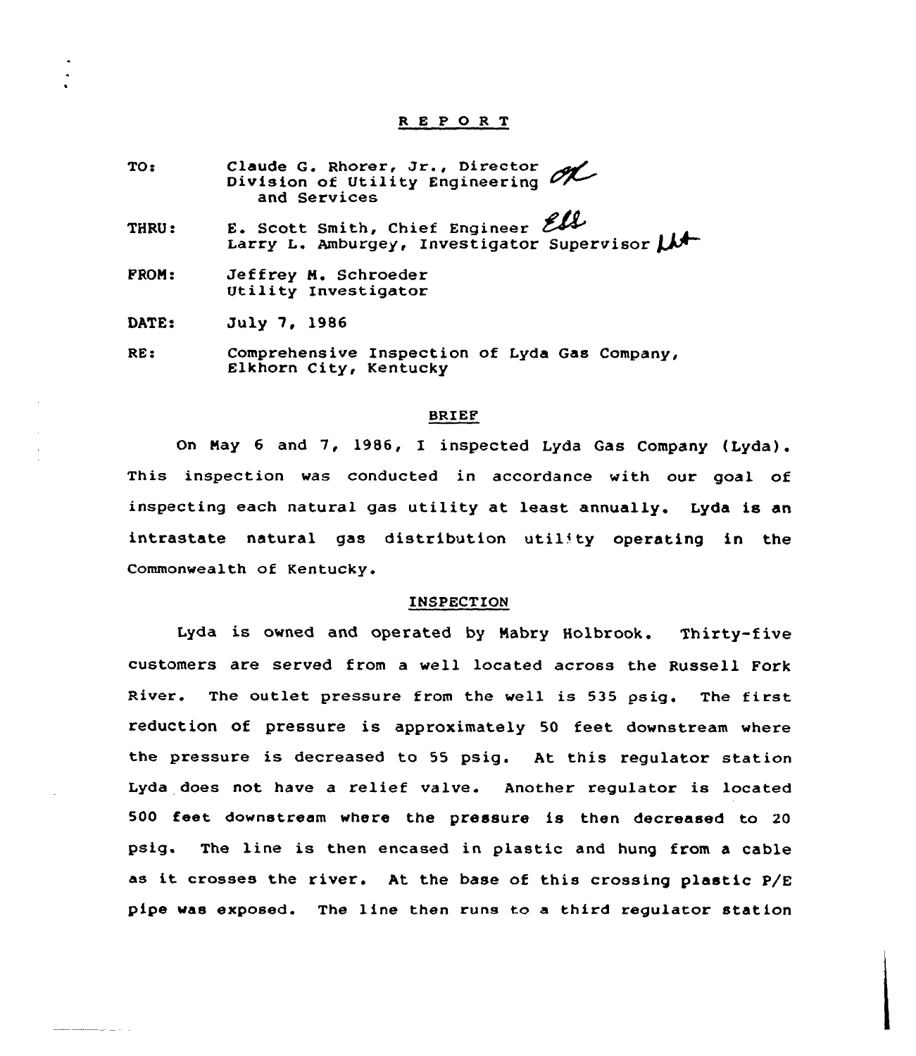# REPORT

TO: Claude G. Rhorer, Jr., Director
Division of Utility Engineering
and Services

THRU: E. Scott Smith, Chief Engineer
Larry L. Amburgey, Investigator Supervisor

FROM: Jeffrey M. Schroeder
Utility Investigator

DATE: July 7, 1986

RE: Comprehensive Inspection of Lyda Gas Company,
Elkhorn City, Kentucky

## BRIEF

On May 6 and 7, 1986, I inspected Lyda Gas Company (Lyda). This inspection was conducted in accordance with our goal of inspecting each natural gas utility at least annually. Lyda is an intrastate natural gas distribution utility operating in the Commonwealth of Kentucky.

## INSPECTION

Lyda is owned and operated by Mabry Holbrook. Thirty-five customers are served from a well located across the Russell Fork River. The outlet pressure from the well is 535 psig. The first reduction of pressure is approximately 50 feet downstream where the pressure is decreased to 55 psig. At this regulator station Lyda does not have a relief valve. Another regulator is located 500 feet downstream where the pressure is then decreased to 20 psig. The line is then encased in plastic and hung from a cable as it crosses the river. At the base of this crossing plastic P/E pipe was exposed. The line then runs to a third regulator station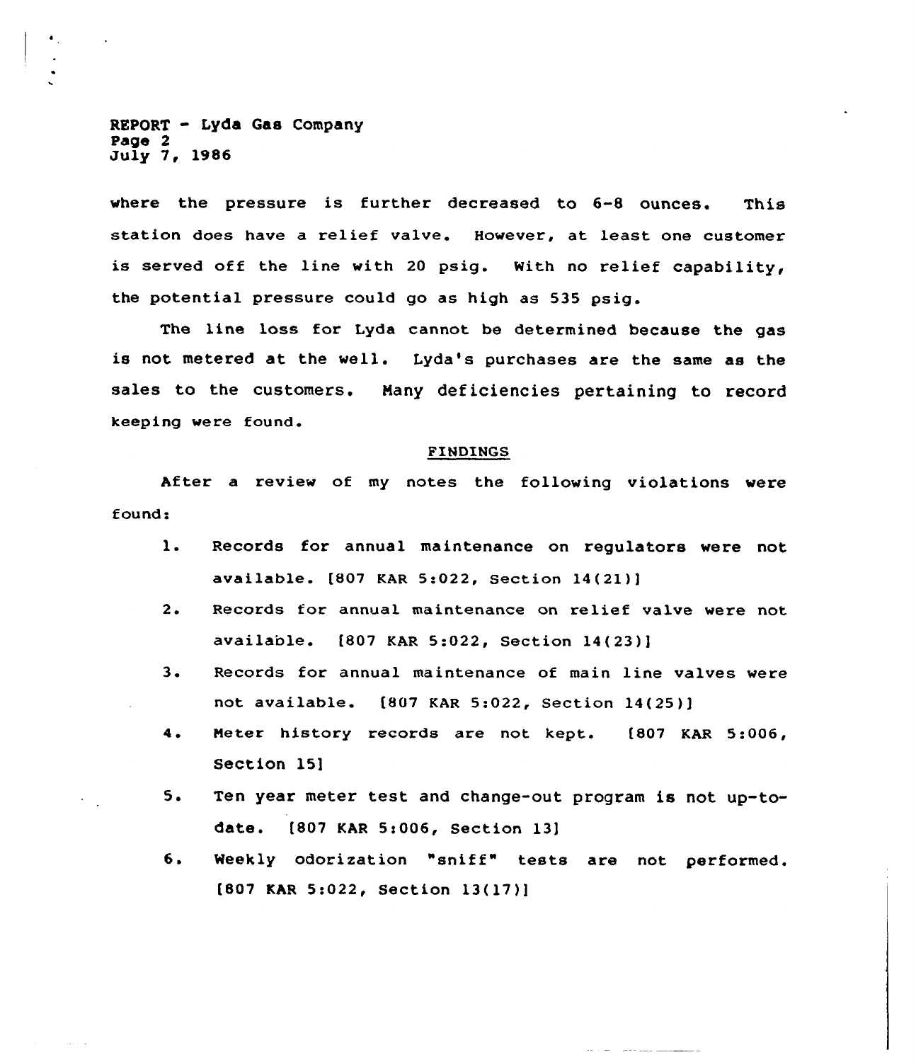where the pressure is further decreased to 6-8 ounces. This station does have a relief valve. However, at least one customer is served off the line with 20 psig. With no relief capability, the potential pressure could go as high as 535 psig.

The line loss for Lyda cannot be determined because the gas is not metered at the well. Lyda's purchases are the same as the sales to the customers. Many deficiencies pertaining to record keeping were found.

## FINDINGS

After a review of my notes the following violations were found:

1. Records for annual maintenance on regulators were not available. [807 KAR 5:022, Section 14(21)]
2. Records for annual maintenance on relief valve were not available. [807 KAR 5:022, Section 14(23)]
3. Records for annual maintenance of main line valves were not available. [807 KAR 5:022, Section 14(25)]
4. Meter history records are not kept. [807 KAR 5:006, Section 15]
5. Ten year meter test and change-out program is not up-to-date. [807 KAR 5:006, Section 13]
6. Weekly odorization "sniff" tests are not performed. [807 KAR 5:022, Section 13(17)]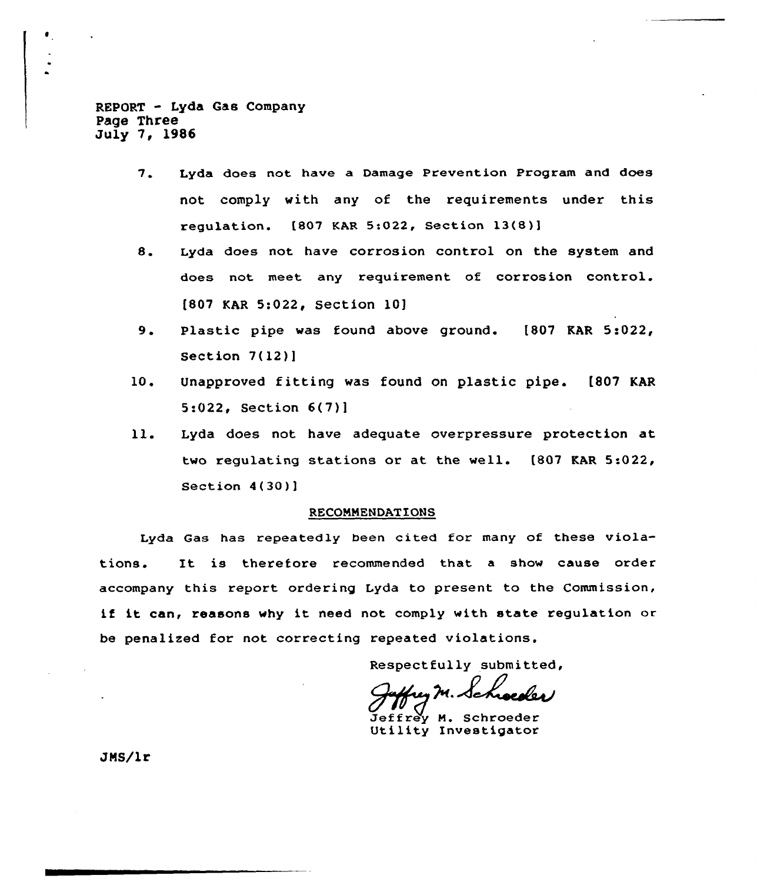REPORT - Lyda Gas Company
Page Three
July 7, 1986

7. Lyda does not have a Damage Prevention Program and does not comply with any of the requirements under this regulation. [807 KAR 5:022, Section 13(8)]

8. Lyda does not have corrosion control on the system and does not meet any requirement of corrosion control. [807 KAR 5:022, Section 10]

9. Plastic pipe was found above ground. [807 KAR 5:022, Section 7(12)]

10. Unapproved fitting was found on plastic pipe. [807 KAR 5:022, Section 6(7)]

11. Lyda does not have adequate overpressure protection at two regulating stations or at the well. [807 KAR 5:022, Section 4(30)]

## RECOMMENDATIONS

Lyda Gas has repeatedly been cited for many of these violations. It is therefore recommended that a show cause order accompany this report ordering Lyda to present to the Commission, if it can, reasons why it need not comply with state regulation or be penalized for not correcting repeated violations.

Respectfully submitted,

Jeffrey M. Schroeder
Utility Investigator

JMS/lr